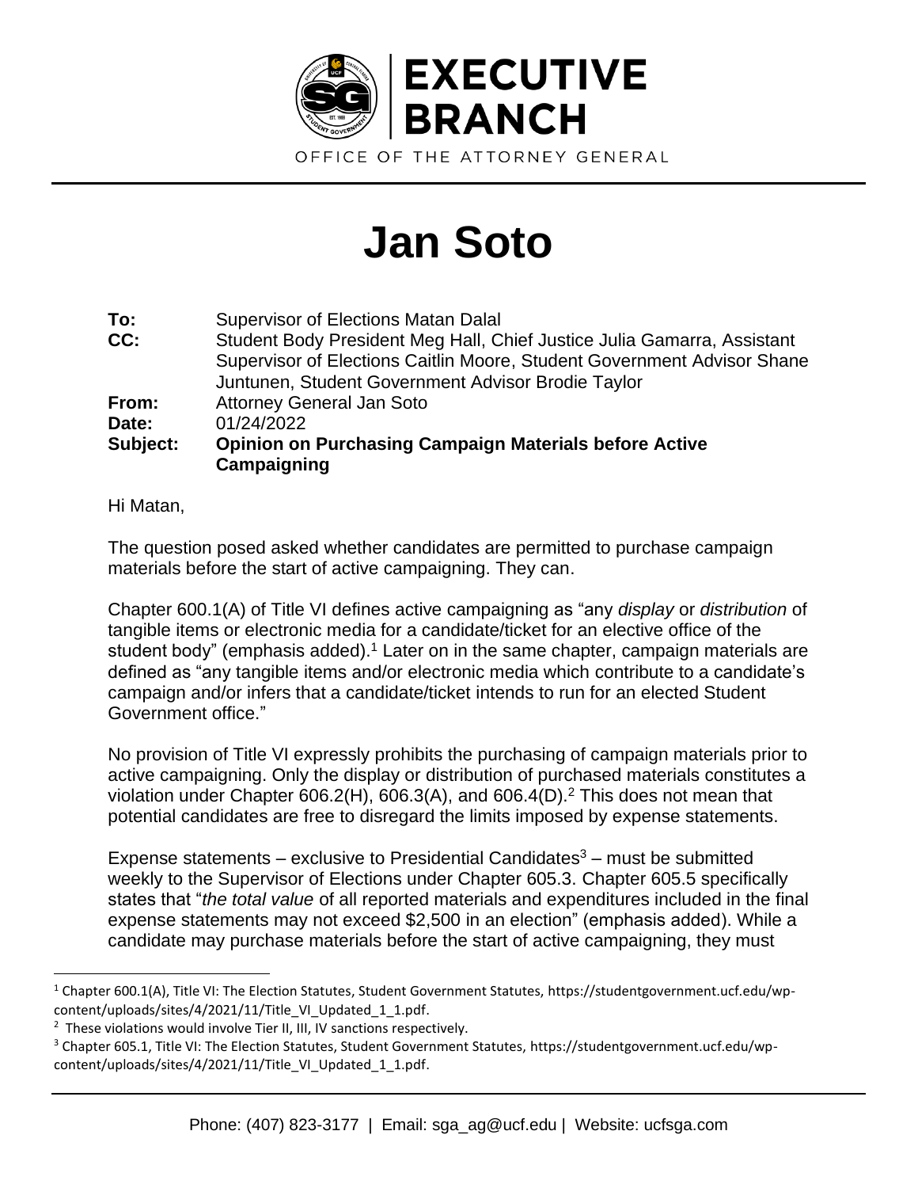EXECUTIVE BRANCH

OFFICE OF THE ATTORNEY GENERAL

# Jan Soto

**To:** Supervisor of Elections Matan Dalal
**CC:** Student Body President Meg Hall, Chief Justice Julia Gamarra, Assistant Supervisor of Elections Caitlin Moore, Student Government Advisor Shane Juntunen, Student Government Advisor Brodie Taylor
**From:** Attorney General Jan Soto
**Date:** 01/24/2022
**Subject:** **Opinion on Purchasing Campaign Materials before Active Campaigning**

Hi Matan,

The question posed asked whether candidates are permitted to purchase campaign materials before the start of active campaigning. They can.

Chapter 600.1(A) of Title VI defines active campaigning as "any *display* or *distribution* of tangible items or electronic media for a candidate/ticket for an elective office of the student body" (emphasis added).[1] Later on in the same chapter, campaign materials are defined as "any tangible items and/or electronic media which contribute to a candidate's campaign and/or infers that a candidate/ticket intends to run for an elected Student Government office."

No provision of Title VI expressly prohibits the purchasing of campaign materials prior to active campaigning. Only the display or distribution of purchased materials constitutes a violation under Chapter 606.2(H), 606.3(A), and 606.4(D).[2] This does not mean that potential candidates are free to disregard the limits imposed by expense statements.

Expense statements – exclusive to Presidential Candidates[3] – must be submitted weekly to the Supervisor of Elections under Chapter 605.3. Chapter 605.5 specifically states that "*the total value* of all reported materials and expenditures included in the final expense statements may not exceed $2,500 in an election" (emphasis added). While a candidate may purchase materials before the start of active campaigning, they must

---

[1] Chapter 600.1(A), Title VI: The Election Statutes, Student Government Statutes, https://studentgovernment.ucf.edu/wp-content/uploads/sites/4/2021/11/Title_VI_Updated_1_1.pdf.

[2] These violations would involve Tier II, III, IV sanctions respectively.

[3] Chapter 605.1, Title VI: The Election Statutes, Student Government Statutes, https://studentgovernment.ucf.edu/wp-content/uploads/sites/4/2021/11/Title_VI_Updated_1_1.pdf.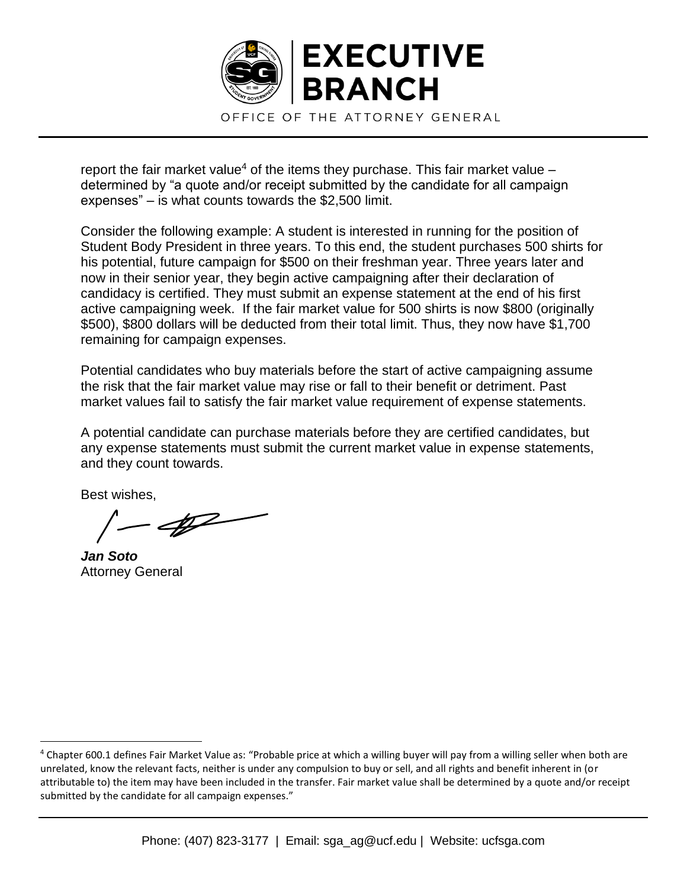report the fair market value[4] of the items they purchase. This fair market value – determined by "a quote and/or receipt submitted by the candidate for all campaign expenses" – is what counts towards the $2,500 limit.

Consider the following example: A student is interested in running for the position of Student Body President in three years. To this end, the student purchases 500 shirts for his potential, future campaign for $500 on their freshman year. Three years later and now in their senior year, they begin active campaigning after their declaration of candidacy is certified. They must submit an expense statement at the end of his first active campaigning week. If the fair market value for 500 shirts is now $800 (originally $500), $800 dollars will be deducted from their total limit. Thus, they now have $1,700 remaining for campaign expenses.

Potential candidates who buy materials before the start of active campaigning assume the risk that the fair market value may rise or fall to their benefit or detriment. Past market values fail to satisfy the fair market value requirement of expense statements.

A potential candidate can purchase materials before they are certified candidates, but any expense statements must submit the current market value in expense statements, and they count towards.

Best wishes,

***Jan Soto***
Attorney General

---

[4] Chapter 600.1 defines Fair Market Value as: "Probable price at which a willing buyer will pay from a willing seller when both are unrelated, know the relevant facts, neither is under any compulsion to buy or sell, and all rights and benefit inherent in (or attributable to) the item may have been included in the transfer. Fair market value shall be determined by a quote and/or receipt submitted by the candidate for all campaign expenses."